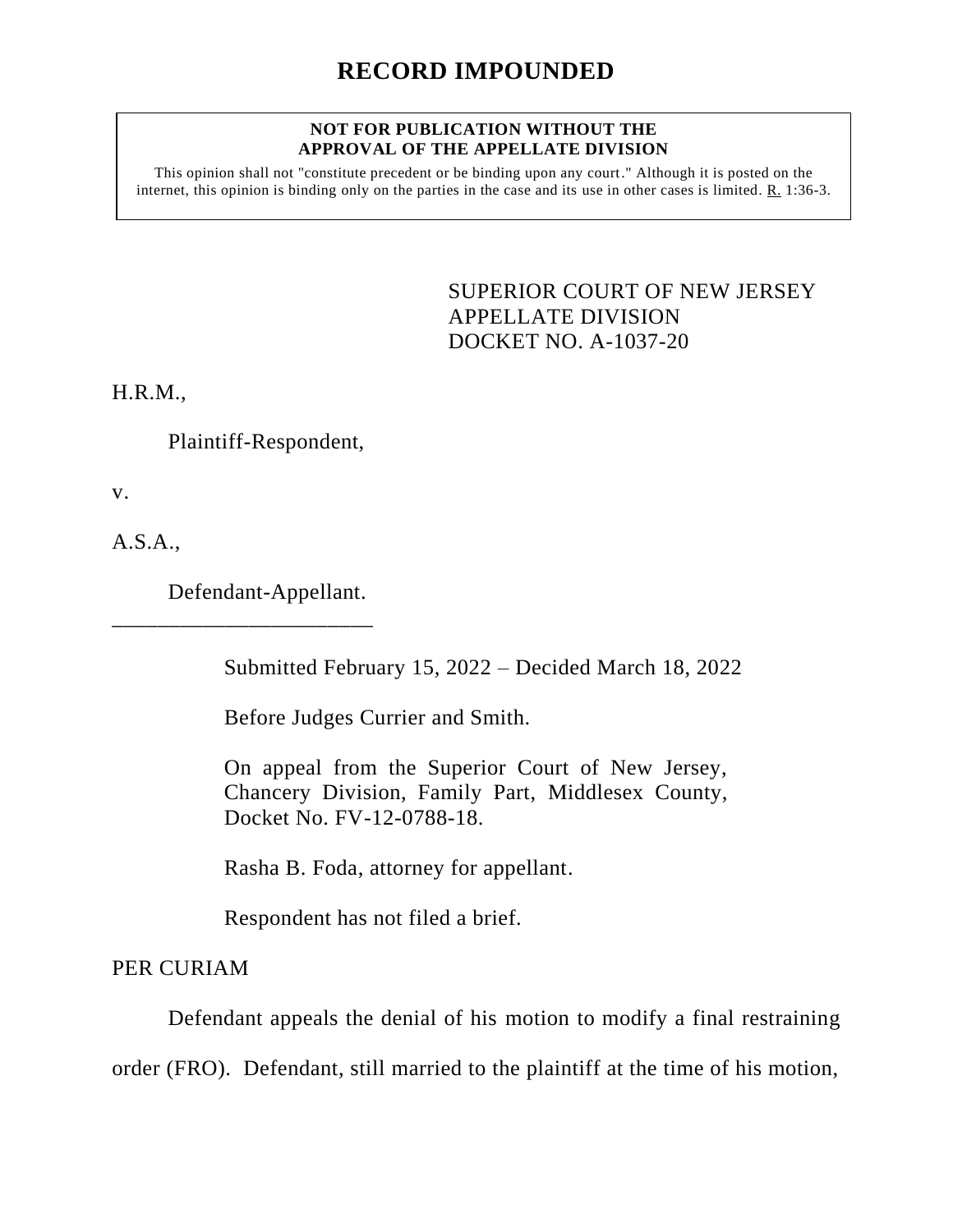# RECORD IMPOUNDED

**NOT FOR PUBLICATION WITHOUT THE APPROVAL OF THE APPELLATE DIVISION**

This opinion shall not "constitute precedent or be binding upon any court." Although it is posted on the internet, this opinion is binding only on the parties in the case and its use in other cases is limited. R. 1:36-3.

SUPERIOR COURT OF NEW JERSEY
APPELLATE DIVISION
DOCKET NO. A-1037-20

H.R.M.,

Plaintiff-Respondent,

v.

A.S.A.,

Defendant-Appellant.

\_\_\_\_\_\_\_\_\_\_\_\_\_\_\_\_\_\_\_\_\_\_\_\_

Submitted February 15, 2022 – Decided March 18, 2022

Before Judges Currier and Smith.

On appeal from the Superior Court of New Jersey, Chancery Division, Family Part, Middlesex County, Docket No. FV-12-0788-18.

Rasha B. Foda, attorney for appellant.

Respondent has not filed a brief.

PER CURIAM

Defendant appeals the denial of his motion to modify a final restraining order (FRO). Defendant, still married to the plaintiff at the time of his motion,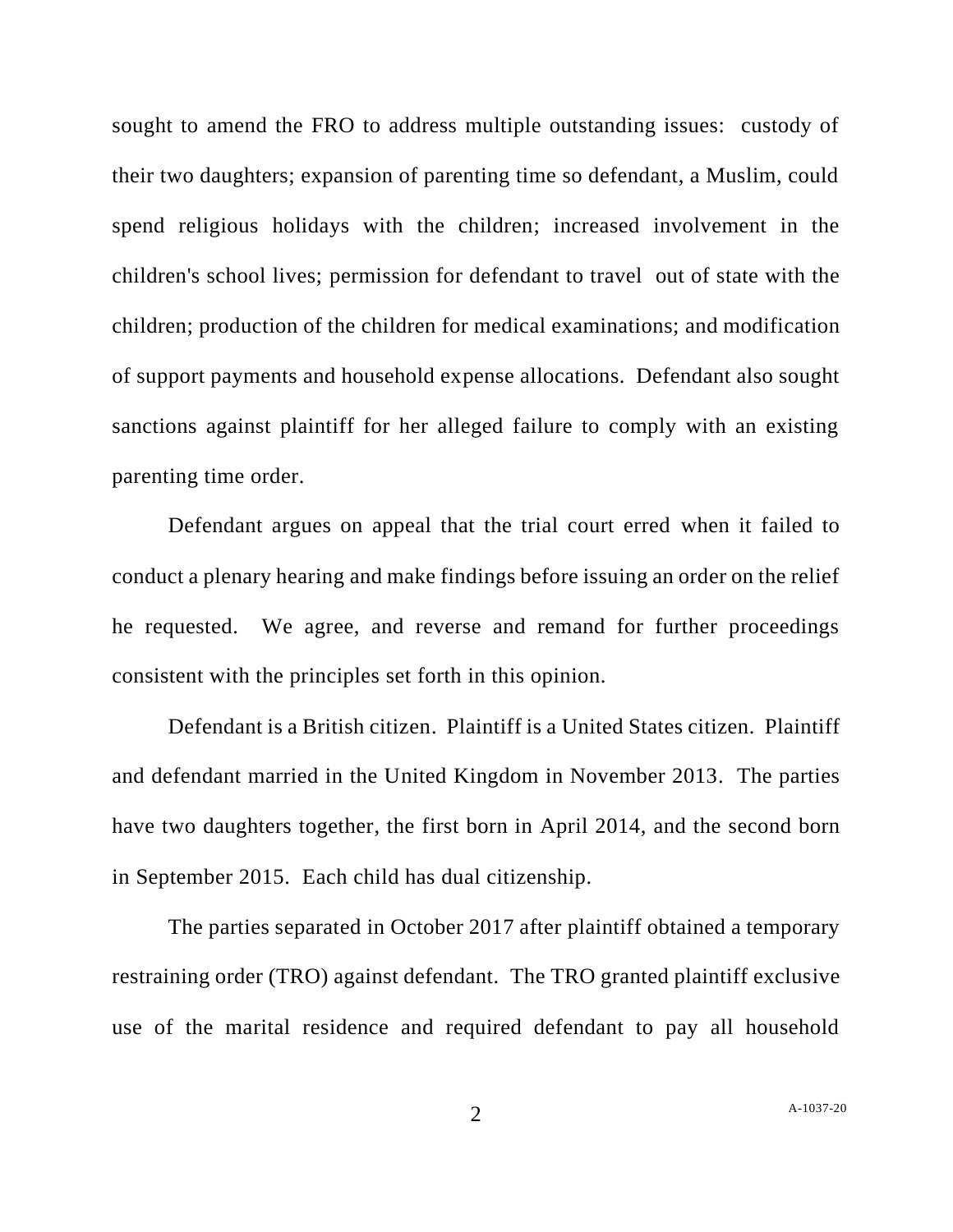sought to amend the FRO to address multiple outstanding issues: custody of their two daughters; expansion of parenting time so defendant, a Muslim, could spend religious holidays with the children; increased involvement in the children's school lives; permission for defendant to travel out of state with the children; production of the children for medical examinations; and modification of support payments and household expense allocations. Defendant also sought sanctions against plaintiff for her alleged failure to comply with an existing parenting time order.

Defendant argues on appeal that the trial court erred when it failed to conduct a plenary hearing and make findings before issuing an order on the relief he requested. We agree, and reverse and remand for further proceedings consistent with the principles set forth in this opinion.

Defendant is a British citizen. Plaintiff is a United States citizen. Plaintiff and defendant married in the United Kingdom in November 2013. The parties have two daughters together, the first born in April 2014, and the second born in September 2015. Each child has dual citizenship.

The parties separated in October 2017 after plaintiff obtained a temporary restraining order (TRO) against defendant. The TRO granted plaintiff exclusive use of the marital residence and required defendant to pay all household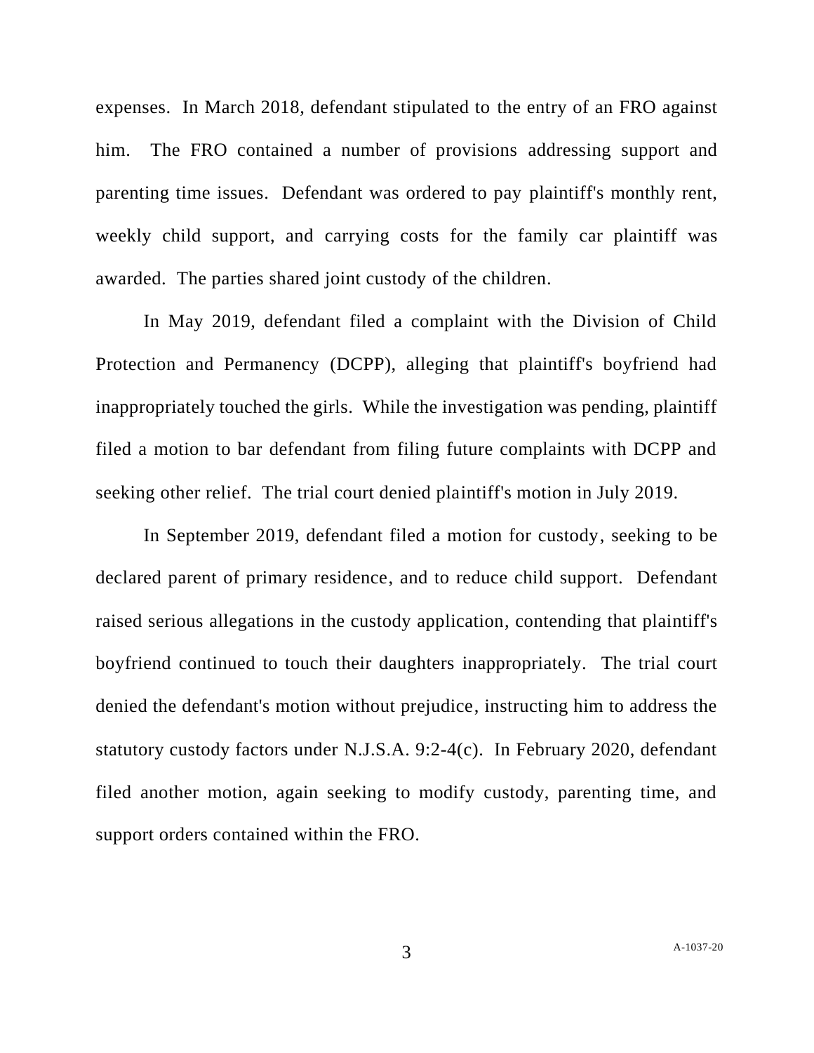expenses. In March 2018, defendant stipulated to the entry of an FRO against him. The FRO contained a number of provisions addressing support and parenting time issues. Defendant was ordered to pay plaintiff's monthly rent, weekly child support, and carrying costs for the family car plaintiff was awarded. The parties shared joint custody of the children.

In May 2019, defendant filed a complaint with the Division of Child Protection and Permanency (DCPP), alleging that plaintiff's boyfriend had inappropriately touched the girls. While the investigation was pending, plaintiff filed a motion to bar defendant from filing future complaints with DCPP and seeking other relief. The trial court denied plaintiff's motion in July 2019.

In September 2019, defendant filed a motion for custody, seeking to be declared parent of primary residence, and to reduce child support. Defendant raised serious allegations in the custody application, contending that plaintiff's boyfriend continued to touch their daughters inappropriately. The trial court denied the defendant's motion without prejudice, instructing him to address the statutory custody factors under N.J.S.A. 9:2-4(c). In February 2020, defendant filed another motion, again seeking to modify custody, parenting time, and support orders contained within the FRO.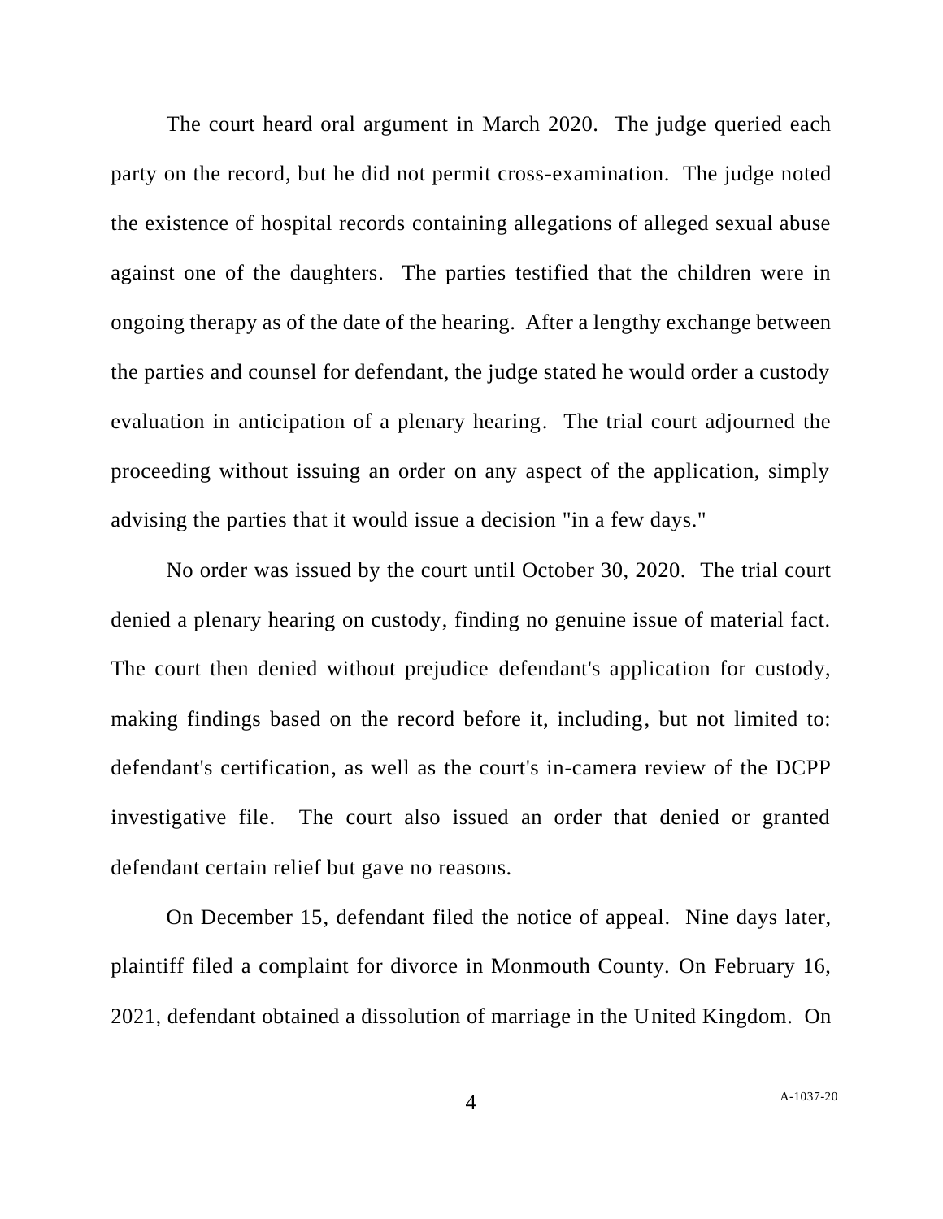The court heard oral argument in March 2020. The judge queried each party on the record, but he did not permit cross-examination. The judge noted the existence of hospital records containing allegations of alleged sexual abuse against one of the daughters. The parties testified that the children were in ongoing therapy as of the date of the hearing. After a lengthy exchange between the parties and counsel for defendant, the judge stated he would order a custody evaluation in anticipation of a plenary hearing. The trial court adjourned the proceeding without issuing an order on any aspect of the application, simply advising the parties that it would issue a decision "in a few days."

No order was issued by the court until October 30, 2020. The trial court denied a plenary hearing on custody, finding no genuine issue of material fact. The court then denied without prejudice defendant's application for custody, making findings based on the record before it, including, but not limited to: defendant's certification, as well as the court's in-camera review of the DCPP investigative file. The court also issued an order that denied or granted defendant certain relief but gave no reasons.

On December 15, defendant filed the notice of appeal. Nine days later, plaintiff filed a complaint for divorce in Monmouth County. On February 16, 2021, defendant obtained a dissolution of marriage in the United Kingdom. On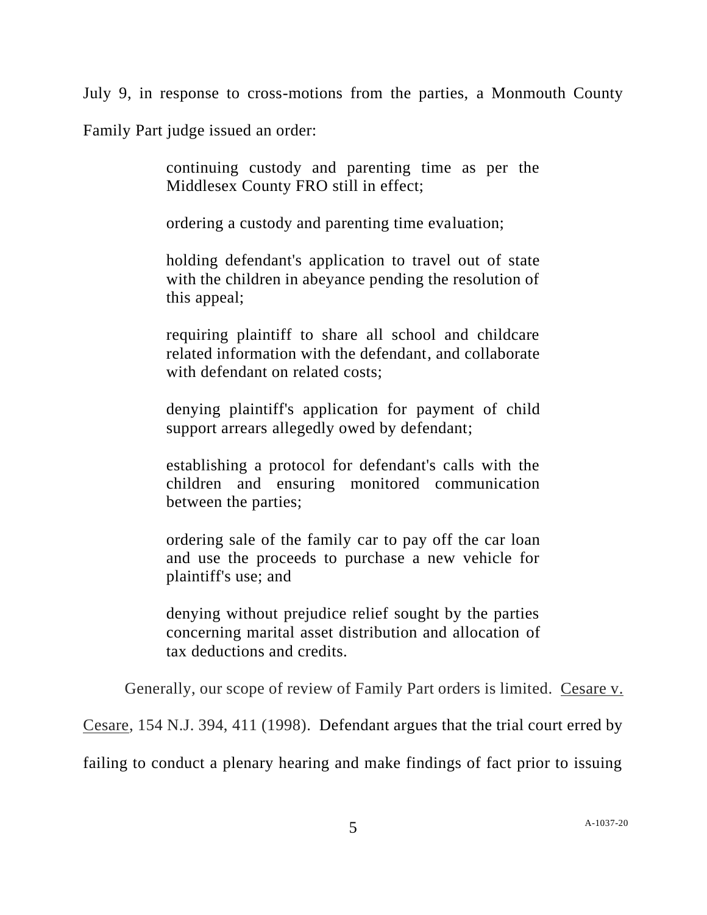July 9, in response to cross-motions from the parties, a Monmouth County Family Part judge issued an order:

> continuing custody and parenting time as per the Middlesex County FRO still in effect;
>
> ordering a custody and parenting time evaluation;
>
> holding defendant's application to travel out of state with the children in abeyance pending the resolution of this appeal;
>
> requiring plaintiff to share all school and childcare related information with the defendant, and collaborate with defendant on related costs;
>
> denying plaintiff's application for payment of child support arrears allegedly owed by defendant;
>
> establishing a protocol for defendant's calls with the children and ensuring monitored communication between the parties;
>
> ordering sale of the family car to pay off the car loan and use the proceeds to purchase a new vehicle for plaintiff's use; and
>
> denying without prejudice relief sought by the parties concerning marital asset distribution and allocation of tax deductions and credits.

Generally, our scope of review of Family Part orders is limited. Cesare v. Cesare, 154 N.J. 394, 411 (1998). Defendant argues that the trial court erred by failing to conduct a plenary hearing and make findings of fact prior to issuing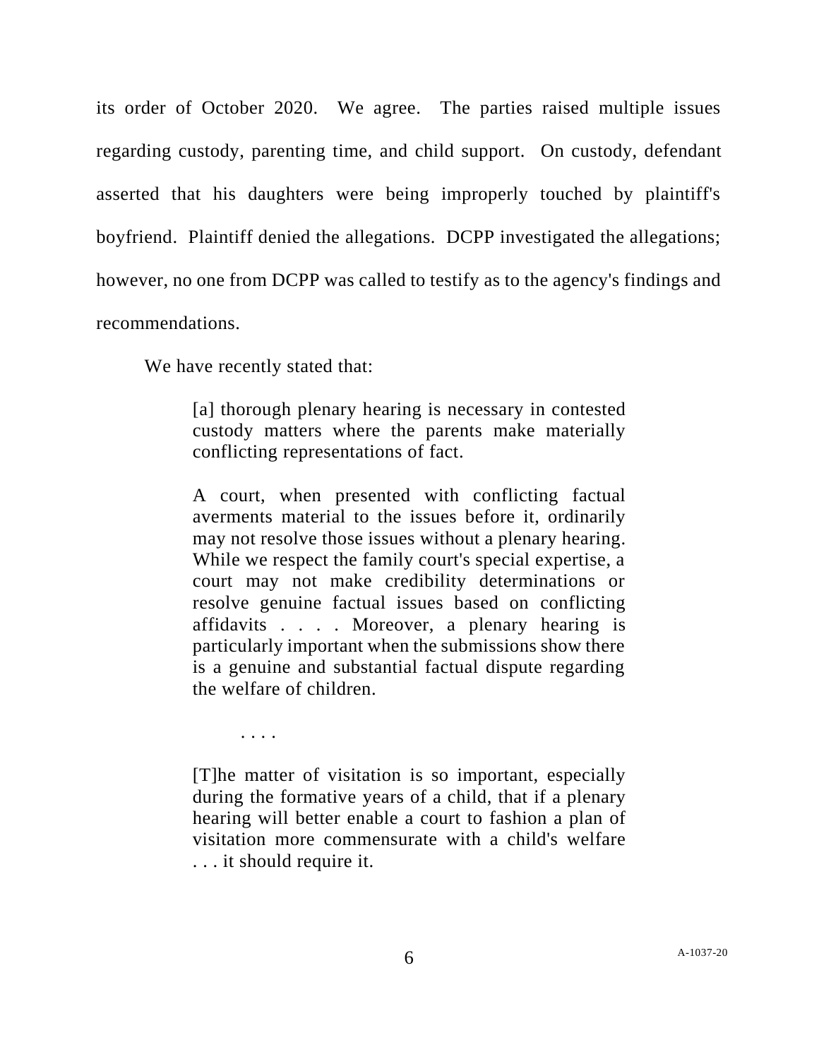its order of October 2020. We agree. The parties raised multiple issues regarding custody, parenting time, and child support. On custody, defendant asserted that his daughters were being improperly touched by plaintiff's boyfriend. Plaintiff denied the allegations. DCPP investigated the allegations; however, no one from DCPP was called to testify as to the agency's findings and recommendations.

We have recently stated that:

> [a] thorough plenary hearing is necessary in contested custody matters where the parents make materially conflicting representations of fact.
>
> A court, when presented with conflicting factual averments material to the issues before it, ordinarily may not resolve those issues without a plenary hearing. While we respect the family court's special expertise, a court may not make credibility determinations or resolve genuine factual issues based on conflicting affidavits . . . . Moreover, a plenary hearing is particularly important when the submissions show there is a genuine and substantial factual dispute regarding the welfare of children.
>
> . . . .
>
> [T]he matter of visitation is so important, especially during the formative years of a child, that if a plenary hearing will better enable a court to fashion a plan of visitation more commensurate with a child's welfare . . . it should require it.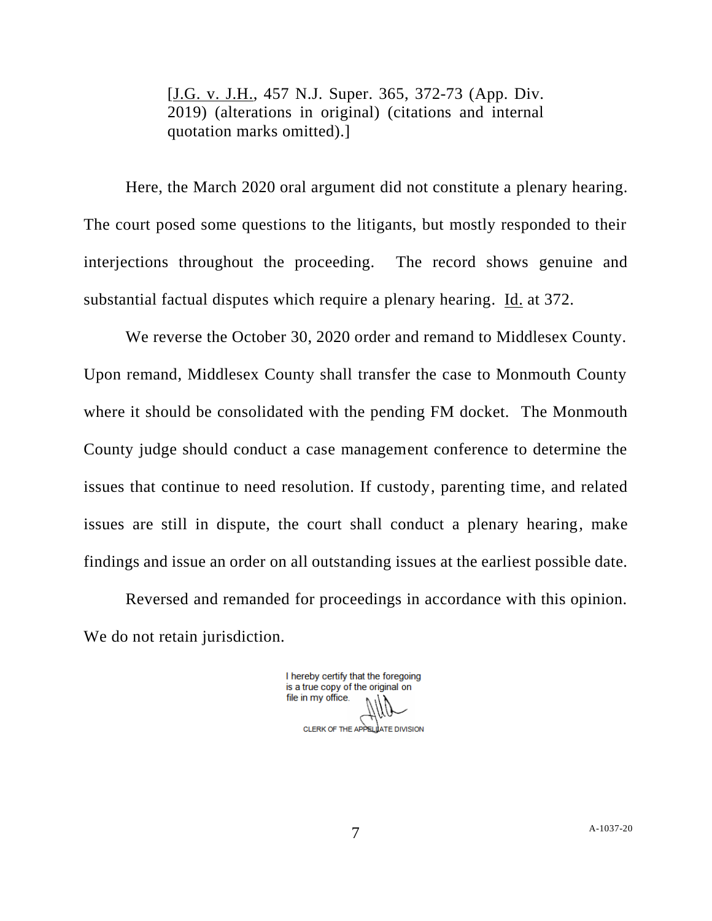[J.G. v. J.H., 457 N.J. Super. 365, 372-73 (App. Div. 2019) (alterations in original) (citations and internal quotation marks omitted).]

Here, the March 2020 oral argument did not constitute a plenary hearing. The court posed some questions to the litigants, but mostly responded to their interjections throughout the proceeding. The record shows genuine and substantial factual disputes which require a plenary hearing. Id. at 372.

We reverse the October 30, 2020 order and remand to Middlesex County. Upon remand, Middlesex County shall transfer the case to Monmouth County where it should be consolidated with the pending FM docket. The Monmouth County judge should conduct a case management conference to determine the issues that continue to need resolution. If custody, parenting time, and related issues are still in dispute, the court shall conduct a plenary hearing, make findings and issue an order on all outstanding issues at the earliest possible date.

Reversed and remanded for proceedings in accordance with this opinion. We do not retain jurisdiction.

I hereby certify that the foregoing is a true copy of the original on file in my office.

CLERK OF THE APPELLATE DIVISION